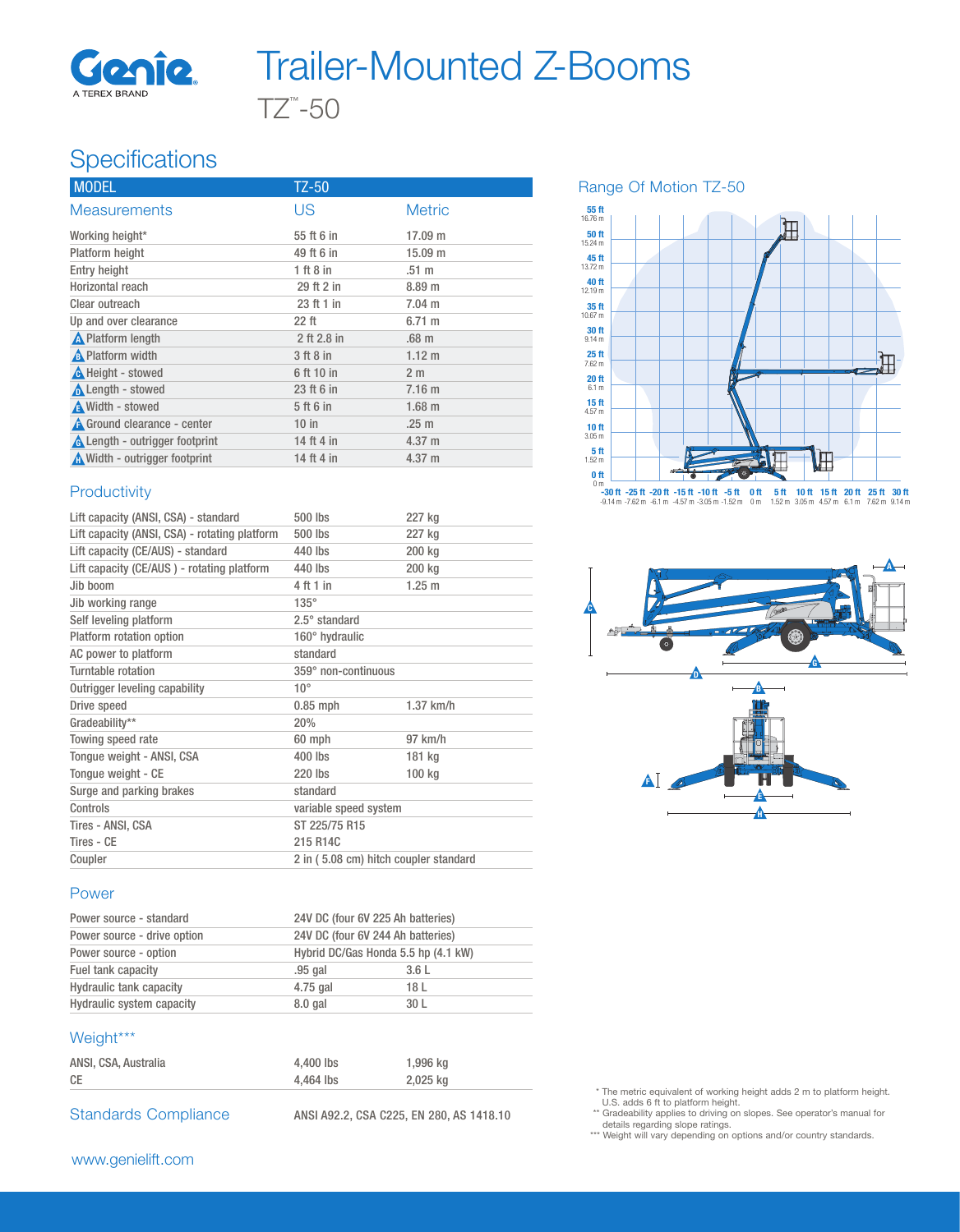# Trailer-Mounted Z-Booms

TZ™-50

## Specifications

| MODEL | TZ-50 | |
|---|---|---|
| Measurements | US | Metric |
| Working height* | 55 ft 6 in | 17.09 m |
| Platform height | 49 ft 6 in | 15.09 m |
| Entry height | 1 ft 8 in | .51 m |
| Horizontal reach | 29 ft 2 in | 8.89 m |
| Clear outreach | 23 ft 1 in | 7.04 m |
| Up and over clearance | 22 ft | 6.71 m |
| A Platform length | 2 ft 2.8 in | .68 m |
| B Platform width | 3 ft 8 in | 1.12 m |
| C Height - stowed | 6 ft 10 in | 2 m |
| D Length - stowed | 23 ft 6 in | 7.16 m |
| E Width - stowed | 5 ft 6 in | 1.68 m |
| F Ground clearance - center | 10 in | .25 m |
| G Length - outrigger footprint | 14 ft 4 in | 4.37 m |
| H Width - outrigger footprint | 14 ft 4 in | 4.37 m |

### Productivity

| | | |
|---|---|---|
| Lift capacity (ANSI, CSA) - standard | 500 lbs | 227 kg |
| Lift capacity (ANSI, CSA) - rotating platform | 500 lbs | 227 kg |
| Lift capacity (CE/AUS) - standard | 440 lbs | 200 kg |
| Lift capacity (CE/AUS ) - rotating platform | 440 lbs | 200 kg |
| Jib boom | 4 ft 1 in | 1.25 m |
| Jib working range | 135° | |
| Self leveling platform | 2.5° standard | |
| Platform rotation option | 160° hydraulic | |
| AC power to platform | standard | |
| Turntable rotation | 359° non-continuous | |
| Outrigger leveling capability | 10° | |
| Drive speed | 0.85 mph | 1.37 km/h |
| Gradeability** | 20% | |
| Towing speed rate | 60 mph | 97 km/h |
| Tongue weight - ANSI, CSA | 400 lbs | 181 kg |
| Tongue weight - CE | 220 lbs | 100 kg |
| Surge and parking brakes | standard | |
| Controls | variable speed system | |
| Tires - ANSI, CSA | ST 225/75 R15 | |
| Tires - CE | 215 R14C | |
| Coupler | 2 in ( 5.08 cm) hitch coupler standard | |

### Power

| | | |
|---|---|---|
| Power source - standard | 24V DC (four 6V 225 Ah batteries) | |
| Power source - drive option | 24V DC (four 6V 244 Ah batteries) | |
| Power source - option | Hybrid DC/Gas Honda 5.5 hp (4.1 kW) | |
| Fuel tank capacity | .95 gal | 3.6 L |
| Hydraulic tank capacity | 4.75 gal | 18 L |
| Hydraulic system capacity | 8.0 gal | 30 L |

### Weight***

| | | |
|---|---|---|
| ANSI, CSA, Australia | 4,400 lbs | 1,996 kg |
| CE | 4,464 lbs | 2,025 kg |

### Standards Compliance

ANSI A92.2, CSA C225, EN 280, AS 1418.10

### Range Of Motion TZ-50

\* The metric equivalent of working height adds 2 m to platform height. U.S. adds 6 ft to platform height.

\*\* Gradeability applies to driving on slopes. See operator's manual for details regarding slope ratings.

\*\*\* Weight will vary depending on options and/or country standards.

www.genielift.com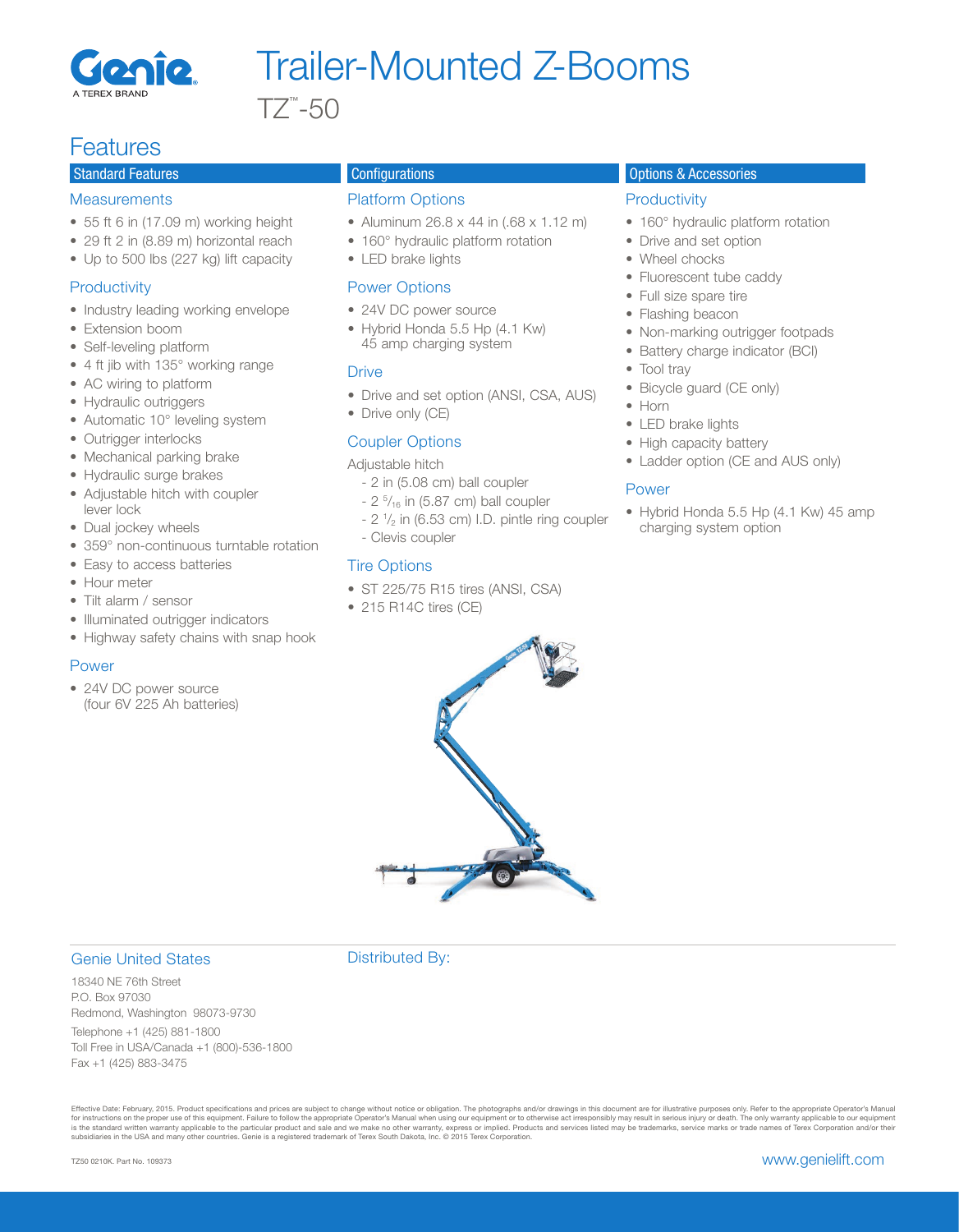# Trailer-Mounted Z-Booms

TZ™-50

## Features

### Standard Features

#### Measurements

- 55 ft 6 in (17.09 m) working height
- 29 ft 2 in (8.89 m) horizontal reach
- Up to 500 lbs (227 kg) lift capacity

#### Productivity

- Industry leading working envelope
- Extension boom
- Self-leveling platform
- 4 ft jib with 135° working range
- AC wiring to platform
- Hydraulic outriggers
- Automatic 10° leveling system
- Outrigger interlocks
- Mechanical parking brake
- Hydraulic surge brakes
- Adjustable hitch with coupler lever lock
- Dual jockey wheels
- 359° non-continuous turntable rotation
- Easy to access batteries
- Hour meter
- Tilt alarm / sensor
- Illuminated outrigger indicators
- Highway safety chains with snap hook

#### Power

- 24V DC power source (four 6V 225 Ah batteries)

### Configurations

#### Platform Options

- Aluminum 26.8 x 44 in (.68 x 1.12 m)
- 160° hydraulic platform rotation
- LED brake lights

#### Power Options

- 24V DC power source
- Hybrid Honda 5.5 Hp (4.1 Kw) 45 amp charging system

#### Drive

- Drive and set option (ANSI, CSA, AUS)
- Drive only (CE)

#### Coupler Options

Adjustable hitch

- 2 in (5.08 cm) ball coupler
- 2 5/16 in (5.87 cm) ball coupler
- 2 1/2 in (6.53 cm) I.D. pintle ring coupler
- Clevis coupler

#### Tire Options

- ST 225/75 R15 tires (ANSI, CSA)
- 215 R14C tires (CE)

### Options & Accessories

#### Productivity

- 160° hydraulic platform rotation
- Drive and set option
- Wheel chocks
- Fluorescent tube caddy
- Full size spare tire
- Flashing beacon
- Non-marking outrigger footpads
- Battery charge indicator (BCI)
- Tool tray
- Bicycle guard (CE only)
- Horn
- LED brake lights
- High capacity battery
- Ladder option (CE and AUS only)

#### Power

- Hybrid Honda 5.5 Hp (4.1 Kw) 45 amp charging system option

### Genie United States

18340 NE 76th Street
P.O. Box 97030
Redmond, Washington 98073-9730

Telephone +1 (425) 881-1800
Toll Free in USA/Canada +1 (800)-536-1800
Fax +1 (425) 883-3475

Distributed By:

Effective Date: February, 2015. Product specifications and prices are subject to change without notice or obligation. The photographs and/or drawings in this document are for illustrative purposes only. Refer to the appropriate Operator's Manual for instructions on the proper use of this equipment. Failure to follow the appropriate Operator's Manual when using our equipment or to otherwise act irresponsibly may result in serious injury or death. The only warranty applicable to our equipment is the standard written warranty applicable to the particular product and sale and we make no other warranty, express or implied. Products and services listed may be trademarks, service marks or trade names of Terex Corporation and/or their subsidiaries in the USA and many other countries. Genie is a registered trademark of Terex South Dakota, Inc. © 2015 Terex Corporation.

TZ50 0210K. Part No. 109373

www.genielift.com